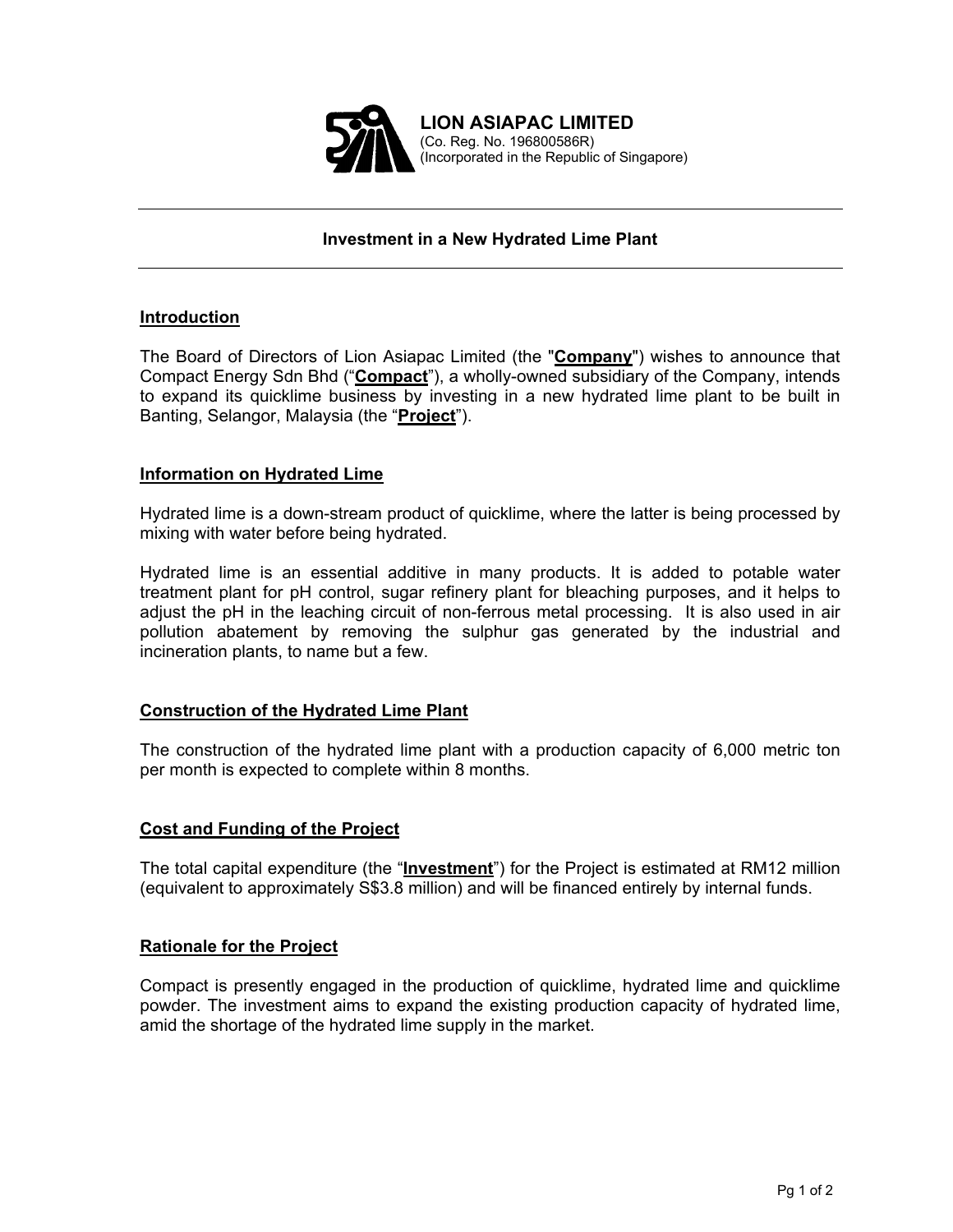**LION ASIAPAC LIMITED**
(Co. Reg. No. 196800586R)
(Incorporated in the Republic of Singapore)

---

# Investment in a New Hydrated Lime Plant

---

## Introduction

The Board of Directors of Lion Asiapac Limited (the "**Company**") wishes to announce that Compact Energy Sdn Bhd ("**Compact**"), a wholly-owned subsidiary of the Company, intends to expand its quicklime business by investing in a new hydrated lime plant to be built in Banting, Selangor, Malaysia (the "**Project**").

## Information on Hydrated Lime

Hydrated lime is a down-stream product of quicklime, where the latter is being processed by mixing with water before being hydrated.

Hydrated lime is an essential additive in many products. It is added to potable water treatment plant for pH control, sugar refinery plant for bleaching purposes, and it helps to adjust the pH in the leaching circuit of non-ferrous metal processing. It is also used in air pollution abatement by removing the sulphur gas generated by the industrial and incineration plants, to name but a few.

## Construction of the Hydrated Lime Plant

The construction of the hydrated lime plant with a production capacity of 6,000 metric ton per month is expected to complete within 8 months.

## Cost and Funding of the Project

The total capital expenditure (the "**Investment**") for the Project is estimated at RM12 million (equivalent to approximately S$3.8 million) and will be financed entirely by internal funds.

## Rationale for the Project

Compact is presently engaged in the production of quicklime, hydrated lime and quicklime powder. The investment aims to expand the existing production capacity of hydrated lime, amid the shortage of the hydrated lime supply in the market.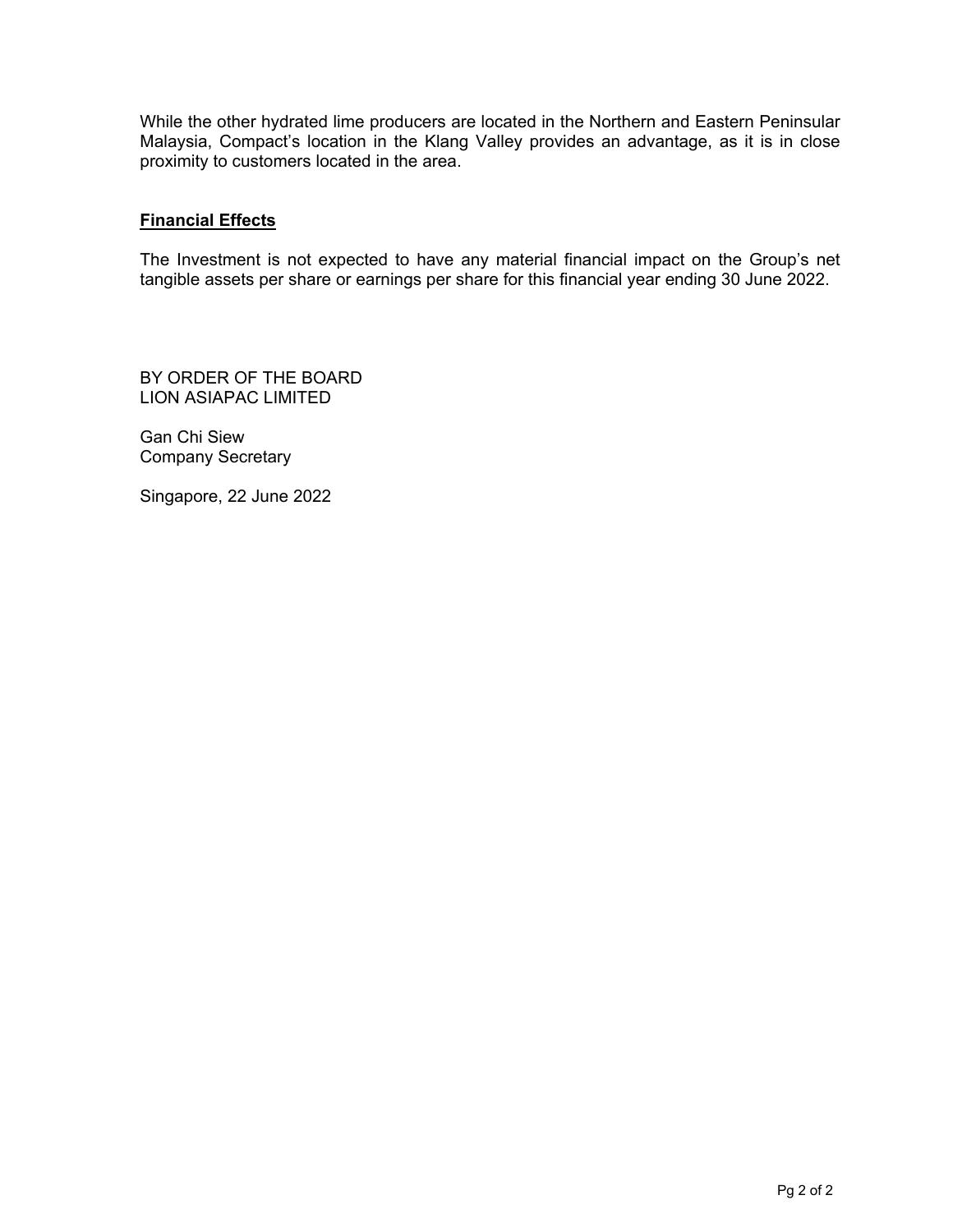While the other hydrated lime producers are located in the Northern and Eastern Peninsular Malaysia, Compact's location in the Klang Valley provides an advantage, as it is in close proximity to customers located in the area.

**Financial Effects**

The Investment is not expected to have any material financial impact on the Group's net tangible assets per share or earnings per share for this financial year ending 30 June 2022.

BY ORDER OF THE BOARD
LION ASIAPAC LIMITED

Gan Chi Siew
Company Secretary

Singapore, 22 June 2022